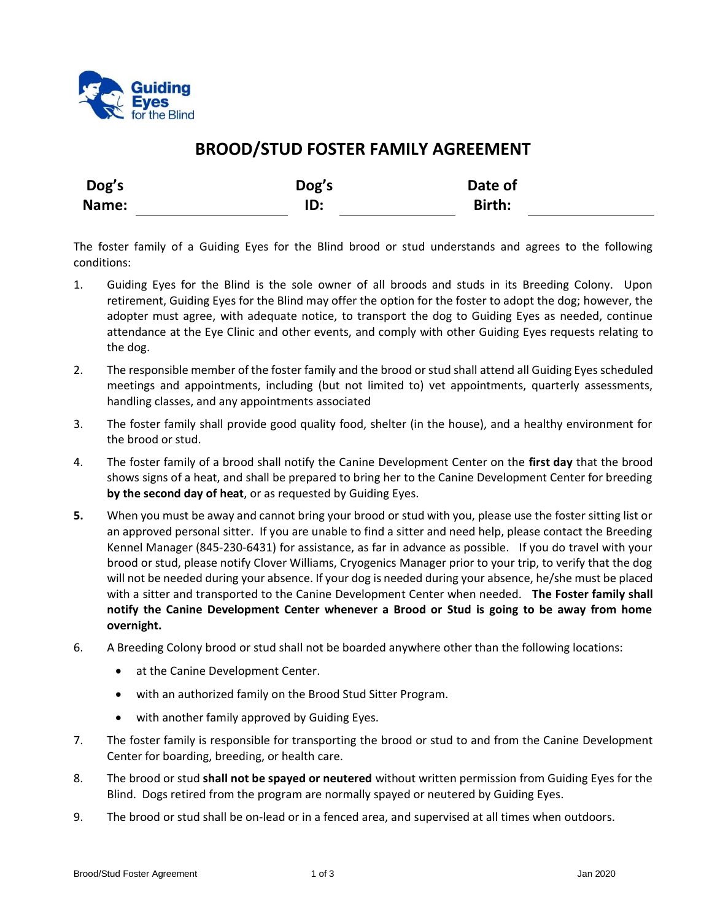Guiding Eyes for the Blind

# BROOD/STUD FOSTER FAMILY AGREEMENT

| Dog's Name: | | Dog's ID: | | Date of Birth: | |
|---|---|---|---|---|---|

The foster family of a Guiding Eyes for the Blind brood or stud understands and agrees to the following conditions:

1. Guiding Eyes for the Blind is the sole owner of all broods and studs in its Breeding Colony. Upon retirement, Guiding Eyes for the Blind may offer the option for the foster to adopt the dog; however, the adopter must agree, with adequate notice, to transport the dog to Guiding Eyes as needed, continue attendance at the Eye Clinic and other events, and comply with other Guiding Eyes requests relating to the dog.

2. The responsible member of the foster family and the brood or stud shall attend all Guiding Eyes scheduled meetings and appointments, including (but not limited to) vet appointments, quarterly assessments, handling classes, and any appointments associated

3. The foster family shall provide good quality food, shelter (in the house), and a healthy environment for the brood or stud.

4. The foster family of a brood shall notify the Canine Development Center on the **first day** that the brood shows signs of a heat, and shall be prepared to bring her to the Canine Development Center for breeding **by the second day of heat**, or as requested by Guiding Eyes.

5. When you must be away and cannot bring your brood or stud with you, please use the foster sitting list or an approved personal sitter. If you are unable to find a sitter and need help, please contact the Breeding Kennel Manager (845-230-6431) for assistance, as far in advance as possible. If you do travel with your brood or stud, please notify Clover Williams, Cryogenics Manager prior to your trip, to verify that the dog will not be needed during your absence. If your dog is needed during your absence, he/she must be placed with a sitter and transported to the Canine Development Center when needed. **The Foster family shall notify the Canine Development Center whenever a Brood or Stud is going to be away from home overnight.**

6. A Breeding Colony brood or stud shall not be boarded anywhere other than the following locations:
   - at the Canine Development Center.
   - with an authorized family on the Brood Stud Sitter Program.
   - with another family approved by Guiding Eyes.

7. The foster family is responsible for transporting the brood or stud to and from the Canine Development Center for boarding, breeding, or health care.

8. The brood or stud **shall not be spayed or neutered** without written permission from Guiding Eyes for the Blind. Dogs retired from the program are normally spayed or neutered by Guiding Eyes.

9. The brood or stud shall be on-lead or in a fenced area, and supervised at all times when outdoors.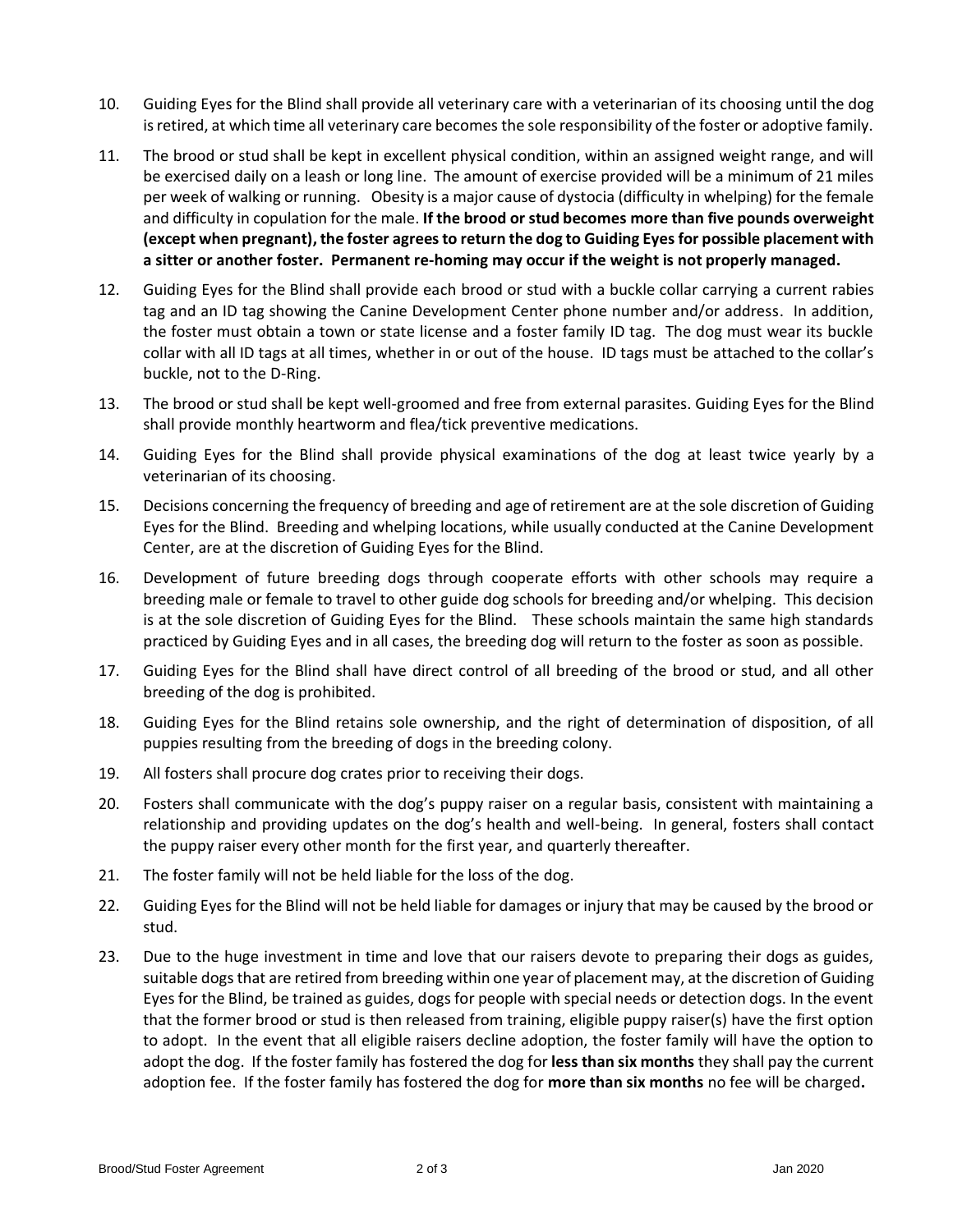10. Guiding Eyes for the Blind shall provide all veterinary care with a veterinarian of its choosing until the dog is retired, at which time all veterinary care becomes the sole responsibility of the foster or adoptive family.

11. The brood or stud shall be kept in excellent physical condition, within an assigned weight range, and will be exercised daily on a leash or long line. The amount of exercise provided will be a minimum of 21 miles per week of walking or running. Obesity is a major cause of dystocia (difficulty in whelping) for the female and difficulty in copulation for the male. **If the brood or stud becomes more than five pounds overweight (except when pregnant), the foster agrees to return the dog to Guiding Eyes for possible placement with a sitter or another foster. Permanent re-homing may occur if the weight is not properly managed.**

12. Guiding Eyes for the Blind shall provide each brood or stud with a buckle collar carrying a current rabies tag and an ID tag showing the Canine Development Center phone number and/or address. In addition, the foster must obtain a town or state license and a foster family ID tag. The dog must wear its buckle collar with all ID tags at all times, whether in or out of the house. ID tags must be attached to the collar's buckle, not to the D-Ring.

13. The brood or stud shall be kept well-groomed and free from external parasites. Guiding Eyes for the Blind shall provide monthly heartworm and flea/tick preventive medications.

14. Guiding Eyes for the Blind shall provide physical examinations of the dog at least twice yearly by a veterinarian of its choosing.

15. Decisions concerning the frequency of breeding and age of retirement are at the sole discretion of Guiding Eyes for the Blind. Breeding and whelping locations, while usually conducted at the Canine Development Center, are at the discretion of Guiding Eyes for the Blind.

16. Development of future breeding dogs through cooperate efforts with other schools may require a breeding male or female to travel to other guide dog schools for breeding and/or whelping. This decision is at the sole discretion of Guiding Eyes for the Blind. These schools maintain the same high standards practiced by Guiding Eyes and in all cases, the breeding dog will return to the foster as soon as possible.

17. Guiding Eyes for the Blind shall have direct control of all breeding of the brood or stud, and all other breeding of the dog is prohibited.

18. Guiding Eyes for the Blind retains sole ownership, and the right of determination of disposition, of all puppies resulting from the breeding of dogs in the breeding colony.

19. All fosters shall procure dog crates prior to receiving their dogs.

20. Fosters shall communicate with the dog's puppy raiser on a regular basis, consistent with maintaining a relationship and providing updates on the dog's health and well-being. In general, fosters shall contact the puppy raiser every other month for the first year, and quarterly thereafter.

21. The foster family will not be held liable for the loss of the dog.

22. Guiding Eyes for the Blind will not be held liable for damages or injury that may be caused by the brood or stud.

23. Due to the huge investment in time and love that our raisers devote to preparing their dogs as guides, suitable dogs that are retired from breeding within one year of placement may, at the discretion of Guiding Eyes for the Blind, be trained as guides, dogs for people with special needs or detection dogs. In the event that the former brood or stud is then released from training, eligible puppy raiser(s) have the first option to adopt. In the event that all eligible raisers decline adoption, the foster family will have the option to adopt the dog. If the foster family has fostered the dog for **less than six months** they shall pay the current adoption fee. If the foster family has fostered the dog for **more than six months** no fee will be charged**.**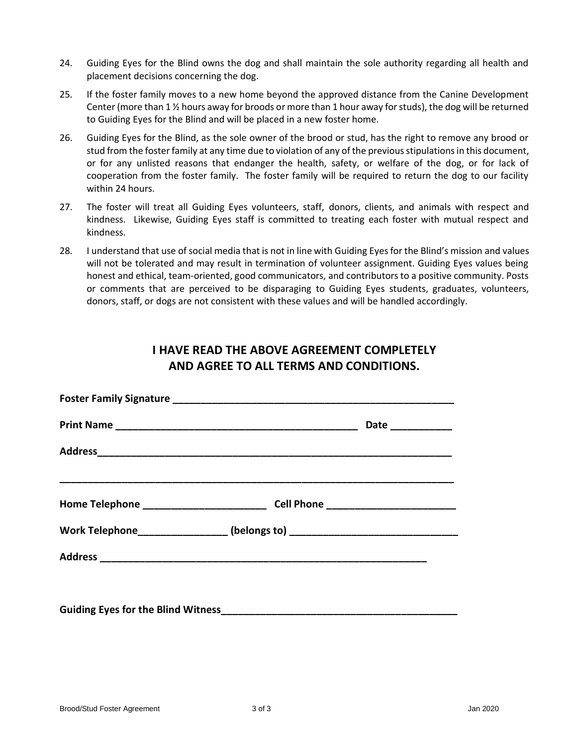24. Guiding Eyes for the Blind owns the dog and shall maintain the sole authority regarding all health and placement decisions concerning the dog.

25. If the foster family moves to a new home beyond the approved distance from the Canine Development Center (more than 1 ½ hours away for broods or more than 1 hour away for studs), the dog will be returned to Guiding Eyes for the Blind and will be placed in a new foster home.

26. Guiding Eyes for the Blind, as the sole owner of the brood or stud, has the right to remove any brood or stud from the foster family at any time due to violation of any of the previous stipulations in this document, or for any unlisted reasons that endanger the health, safety, or welfare of the dog, or for lack of cooperation from the foster family. The foster family will be required to return the dog to our facility within 24 hours.

27. The foster will treat all Guiding Eyes volunteers, staff, donors, clients, and animals with respect and kindness. Likewise, Guiding Eyes staff is committed to treating each foster with mutual respect and kindness.

28. I understand that use of social media that is not in line with Guiding Eyes for the Blind's mission and values will not be tolerated and may result in termination of volunteer assignment. Guiding Eyes values being honest and ethical, team-oriented, good communicators, and contributors to a positive community. Posts or comments that are perceived to be disparaging to Guiding Eyes students, graduates, volunteers, donors, staff, or dogs are not consistent with these values and will be handled accordingly.

## I HAVE READ THE ABOVE AGREEMENT COMPLETELY AND AGREE TO ALL TERMS AND CONDITIONS.

**Foster Family Signature** ____________________________________________________

**Print Name** ____________________________________________ **Date** ___________

**Address**_________________________________________________________________

__________________________________________________________________________

**Home Telephone** ______________________ **Cell Phone** _______________________

**Work Telephone**________________ **(belongs to)** ______________________________

**Address** ____________________________________________________________

**Guiding Eyes for the Blind Witness**___________________________________________